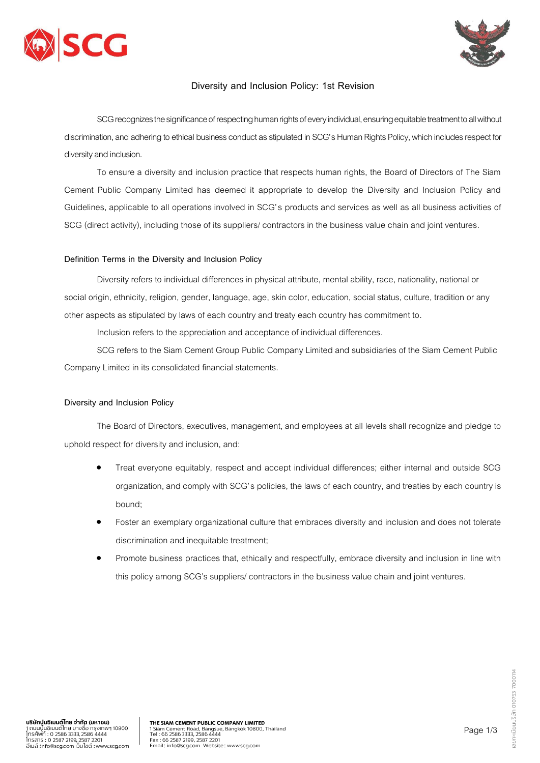# Diversity and Inclusion Policy: 1st Revision

SCG recognizes the significance of respecting human rights of every individual, ensuring equitable treatment to all without discrimination, and adhering to ethical business conduct as stipulated in SCG's Human Rights Policy, which includes respect for diversity and inclusion.

To ensure a diversity and inclusion practice that respects human rights, the Board of Directors of The Siam Cement Public Company Limited has deemed it appropriate to develop the Diversity and Inclusion Policy and Guidelines, applicable to all operations involved in SCG's products and services as well as all business activities of SCG (direct activity), including those of its suppliers/ contractors in the business value chain and joint ventures.

## Definition Terms in the Diversity and Inclusion Policy

Diversity refers to individual differences in physical attribute, mental ability, race, nationality, national or social origin, ethnicity, religion, gender, language, age, skin color, education, social status, culture, tradition or any other aspects as stipulated by laws of each country and treaty each country has commitment to.

Inclusion refers to the appreciation and acceptance of individual differences.

SCG refers to the Siam Cement Group Public Company Limited and subsidiaries of the Siam Cement Public Company Limited in its consolidated financial statements.

## Diversity and Inclusion Policy

The Board of Directors, executives, management, and employees at all levels shall recognize and pledge to uphold respect for diversity and inclusion, and:

- Treat everyone equitably, respect and accept individual differences; either internal and outside SCG organization, and comply with SCG's policies, the laws of each country, and treaties by each country is bound;
- Foster an exemplary organizational culture that embraces diversity and inclusion and does not tolerate discrimination and inequitable treatment;
- Promote business practices that, ethically and respectfully, embrace diversity and inclusion in line with this policy among SCG's suppliers/ contractors in the business value chain and joint ventures.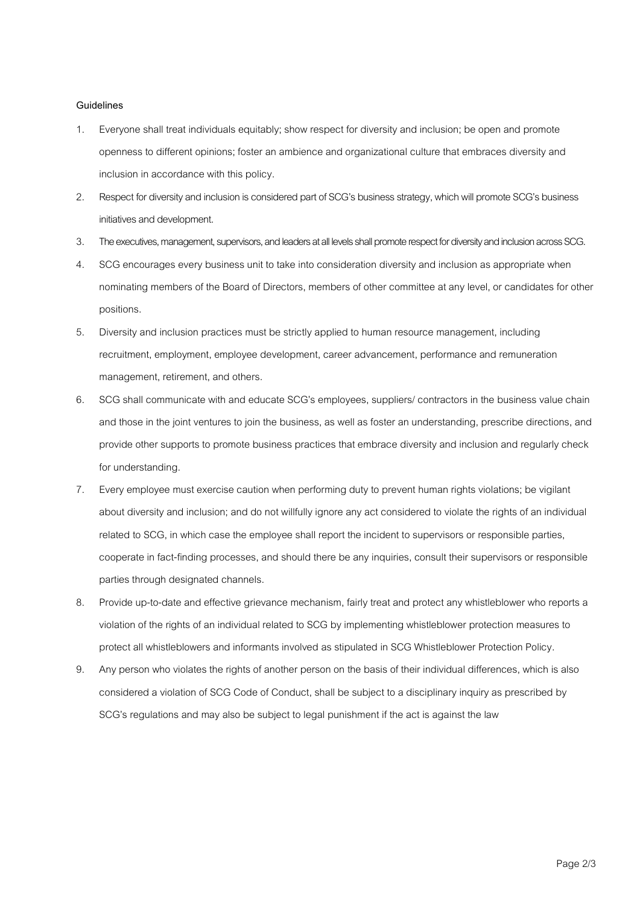**Guidelines**

1. Everyone shall treat individuals equitably; show respect for diversity and inclusion; be open and promote openness to different opinions; foster an ambience and organizational culture that embraces diversity and inclusion in accordance with this policy.
2. Respect for diversity and inclusion is considered part of SCG's business strategy, which will promote SCG's business initiatives and development.
3. The executives, management, supervisors, and leaders at all levels shall promote respect for diversity and inclusion across SCG.
4. SCG encourages every business unit to take into consideration diversity and inclusion as appropriate when nominating members of the Board of Directors, members of other committee at any level, or candidates for other positions.
5. Diversity and inclusion practices must be strictly applied to human resource management, including recruitment, employment, employee development, career advancement, performance and remuneration management, retirement, and others.
6. SCG shall communicate with and educate SCG's employees, suppliers/ contractors in the business value chain and those in the joint ventures to join the business, as well as foster an understanding, prescribe directions, and provide other supports to promote business practices that embrace diversity and inclusion and regularly check for understanding.
7. Every employee must exercise caution when performing duty to prevent human rights violations; be vigilant about diversity and inclusion; and do not willfully ignore any act considered to violate the rights of an individual related to SCG, in which case the employee shall report the incident to supervisors or responsible parties, cooperate in fact-finding processes, and should there be any inquiries, consult their supervisors or responsible parties through designated channels.
8. Provide up-to-date and effective grievance mechanism, fairly treat and protect any whistleblower who reports a violation of the rights of an individual related to SCG by implementing whistleblower protection measures to protect all whistleblowers and informants involved as stipulated in SCG Whistleblower Protection Policy.
9. Any person who violates the rights of another person on the basis of their individual differences, which is also considered a violation of SCG Code of Conduct, shall be subject to a disciplinary inquiry as prescribed by SCG's regulations and may also be subject to legal punishment if the act is against the law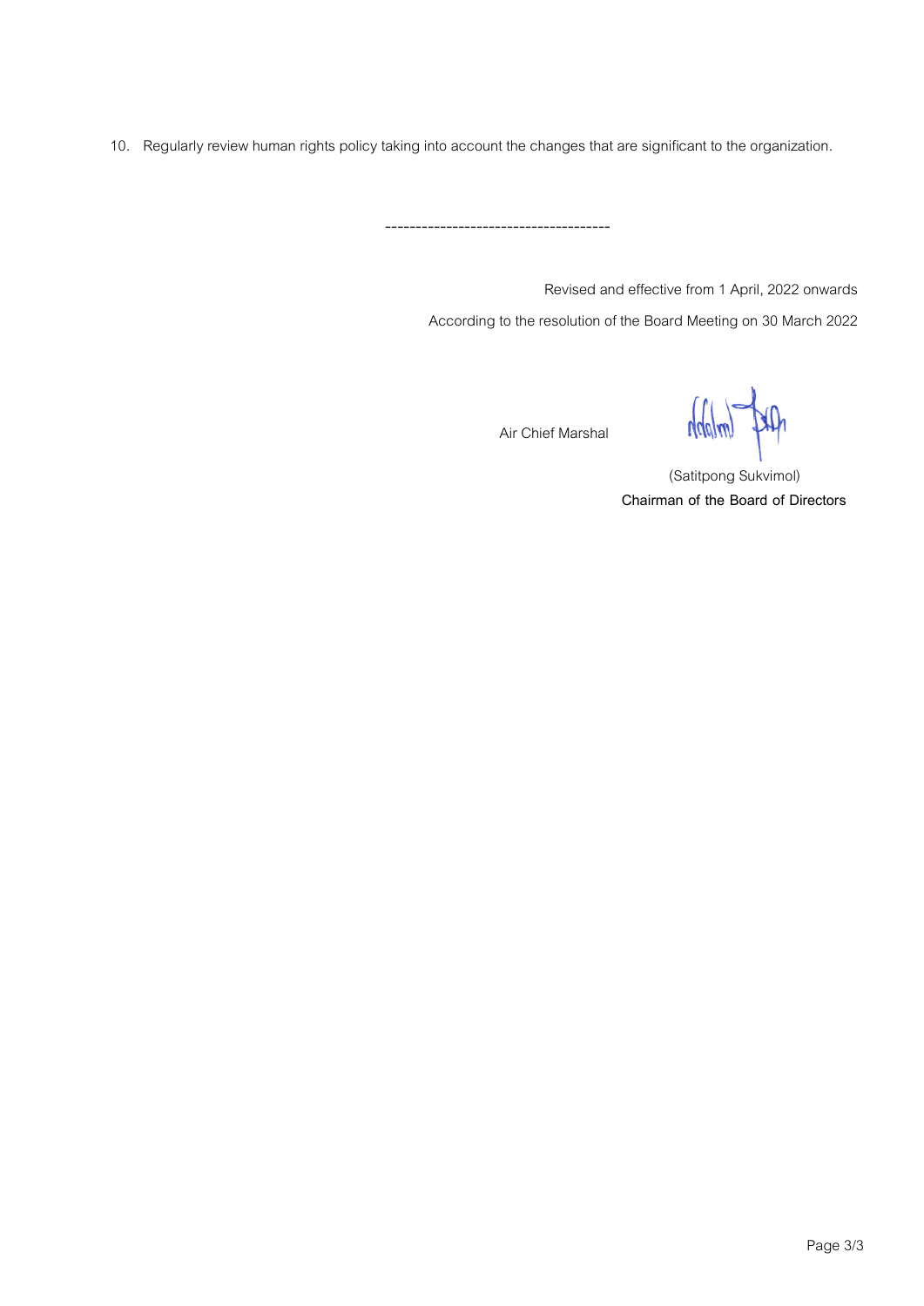10. Regularly review human rights policy taking into account the changes that are significant to the organization.

------------------------------------

Revised and effective from 1 April, 2022 onwards

According to the resolution of the Board Meeting on 30 March 2022

Air Chief Marshal

(Satitpong Sukvimol)

Chairman of the Board of Directors